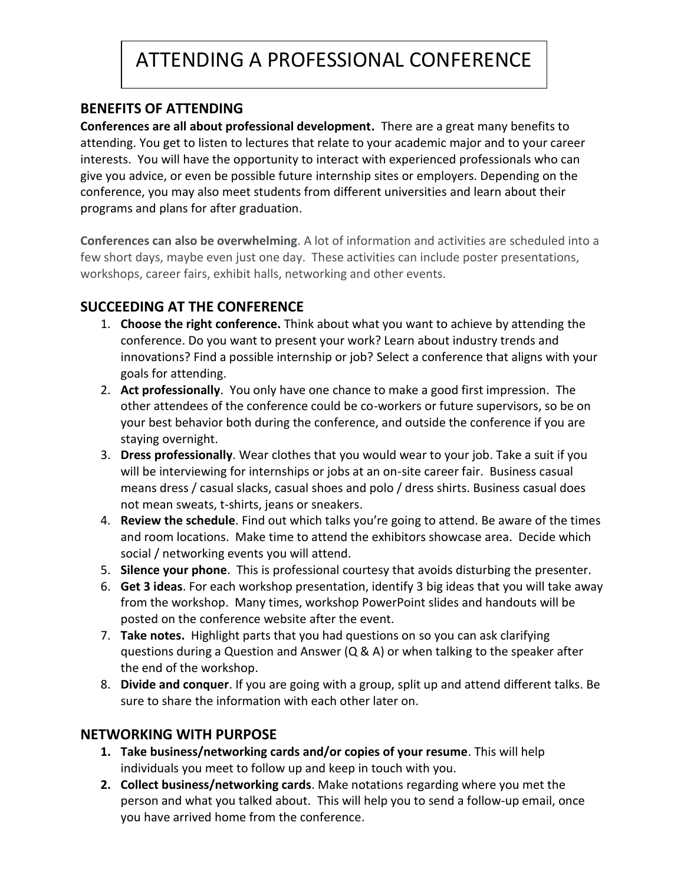# ATTENDING A PROFESSIONAL CONFERENCE

## BENEFITS OF ATTENDING

**Conferences are all about professional development.** There are a great many benefits to attending. You get to listen to lectures that relate to your academic major and to your career interests. You will have the opportunity to interact with experienced professionals who can give you advice, or even be possible future internship sites or employers. Depending on the conference, you may also meet students from different universities and learn about their programs and plans for after graduation.

**Conferences can also be overwhelming**. A lot of information and activities are scheduled into a few short days, maybe even just one day. These activities can include poster presentations, workshops, career fairs, exhibit halls, networking and other events.

## SUCCEEDING AT THE CONFERENCE

1. **Choose the right conference.** Think about what you want to achieve by attending the conference. Do you want to present your work? Learn about industry trends and innovations? Find a possible internship or job? Select a conference that aligns with your goals for attending.
2. **Act professionally**. You only have one chance to make a good first impression. The other attendees of the conference could be co-workers or future supervisors, so be on your best behavior both during the conference, and outside the conference if you are staying overnight.
3. **Dress professionally**. Wear clothes that you would wear to your job. Take a suit if you will be interviewing for internships or jobs at an on-site career fair. Business casual means dress / casual slacks, casual shoes and polo / dress shirts. Business casual does not mean sweats, t-shirts, jeans or sneakers.
4. **Review the schedule**. Find out which talks you're going to attend. Be aware of the times and room locations. Make time to attend the exhibitors showcase area. Decide which social / networking events you will attend.
5. **Silence your phone**. This is professional courtesy that avoids disturbing the presenter.
6. **Get 3 ideas**. For each workshop presentation, identify 3 big ideas that you will take away from the workshop. Many times, workshop PowerPoint slides and handouts will be posted on the conference website after the event.
7. **Take notes.** Highlight parts that you had questions on so you can ask clarifying questions during a Question and Answer (Q & A) or when talking to the speaker after the end of the workshop.
8. **Divide and conquer**. If you are going with a group, split up and attend different talks. Be sure to share the information with each other later on.

## NETWORKING WITH PURPOSE

1. **Take business/networking cards and/or copies of your resume**. This will help individuals you meet to follow up and keep in touch with you.
2. **Collect business/networking cards**. Make notations regarding where you met the person and what you talked about. This will help you to send a follow-up email, once you have arrived home from the conference.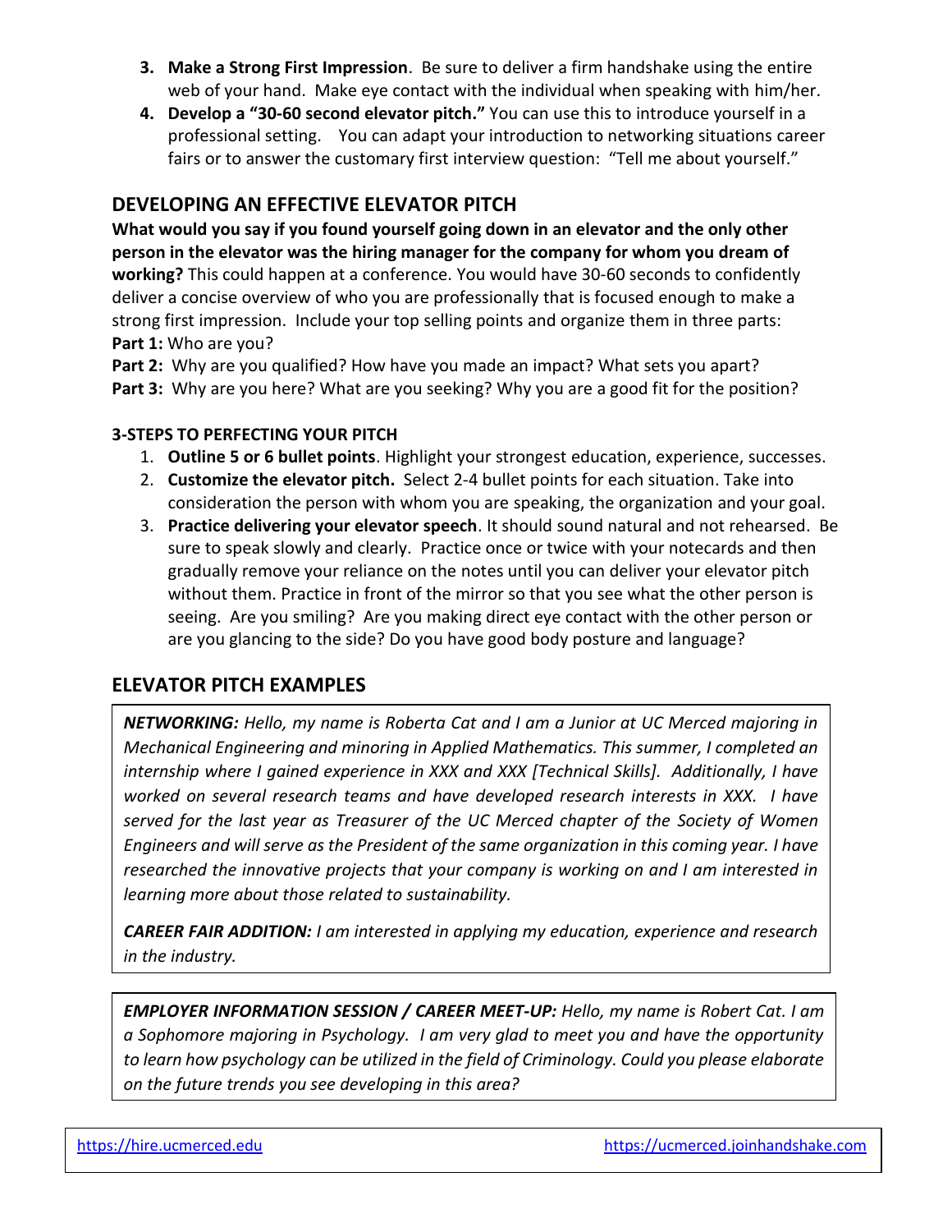3. **Make a Strong First Impression**. Be sure to deliver a firm handshake using the entire web of your hand. Make eye contact with the individual when speaking with him/her.
4. **Develop a "30-60 second elevator pitch."** You can use this to introduce yourself in a professional setting. You can adapt your introduction to networking situations career fairs or to answer the customary first interview question: "Tell me about yourself."

## DEVELOPING AN EFFECTIVE ELEVATOR PITCH

**What would you say if you found yourself going down in an elevator and the only other person in the elevator was the hiring manager for the company for whom you dream of working?** This could happen at a conference. You would have 30-60 seconds to confidently deliver a concise overview of who you are professionally that is focused enough to make a strong first impression. Include your top selling points and organize them in three parts:

**Part 1:** Who are you?

**Part 2:** Why are you qualified? How have you made an impact? What sets you apart?

**Part 3:** Why are you here? What are you seeking? Why you are a good fit for the position?

### 3-STEPS TO PERFECTING YOUR PITCH

1. **Outline 5 or 6 bullet points**. Highlight your strongest education, experience, successes.
2. **Customize the elevator pitch.** Select 2-4 bullet points for each situation. Take into consideration the person with whom you are speaking, the organization and your goal.
3. **Practice delivering your elevator speech**. It should sound natural and not rehearsed. Be sure to speak slowly and clearly. Practice once or twice with your notecards and then gradually remove your reliance on the notes until you can deliver your elevator pitch without them. Practice in front of the mirror so that you see what the other person is seeing. Are you smiling? Are you making direct eye contact with the other person or are you glancing to the side? Do you have good body posture and language?

## ELEVATOR PITCH EXAMPLES

***NETWORKING:*** *Hello, my name is Roberta Cat and I am a Junior at UC Merced majoring in Mechanical Engineering and minoring in Applied Mathematics. This summer, I completed an internship where I gained experience in XXX and XXX [Technical Skills]. Additionally, I have worked on several research teams and have developed research interests in XXX. I have served for the last year as Treasurer of the UC Merced chapter of the Society of Women Engineers and will serve as the President of the same organization in this coming year. I have researched the innovative projects that your company is working on and I am interested in learning more about those related to sustainability.*

***CAREER FAIR ADDITION:*** *I am interested in applying my education, experience and research in the industry.*

***EMPLOYER INFORMATION SESSION / CAREER MEET-UP:*** *Hello, my name is Robert Cat. I am a Sophomore majoring in Psychology. I am very glad to meet you and have the opportunity to learn how psychology can be utilized in the field of Criminology. Could you please elaborate on the future trends you see developing in this area?*

https://hire.ucmerced.edu https://ucmerced.joinhandshake.com